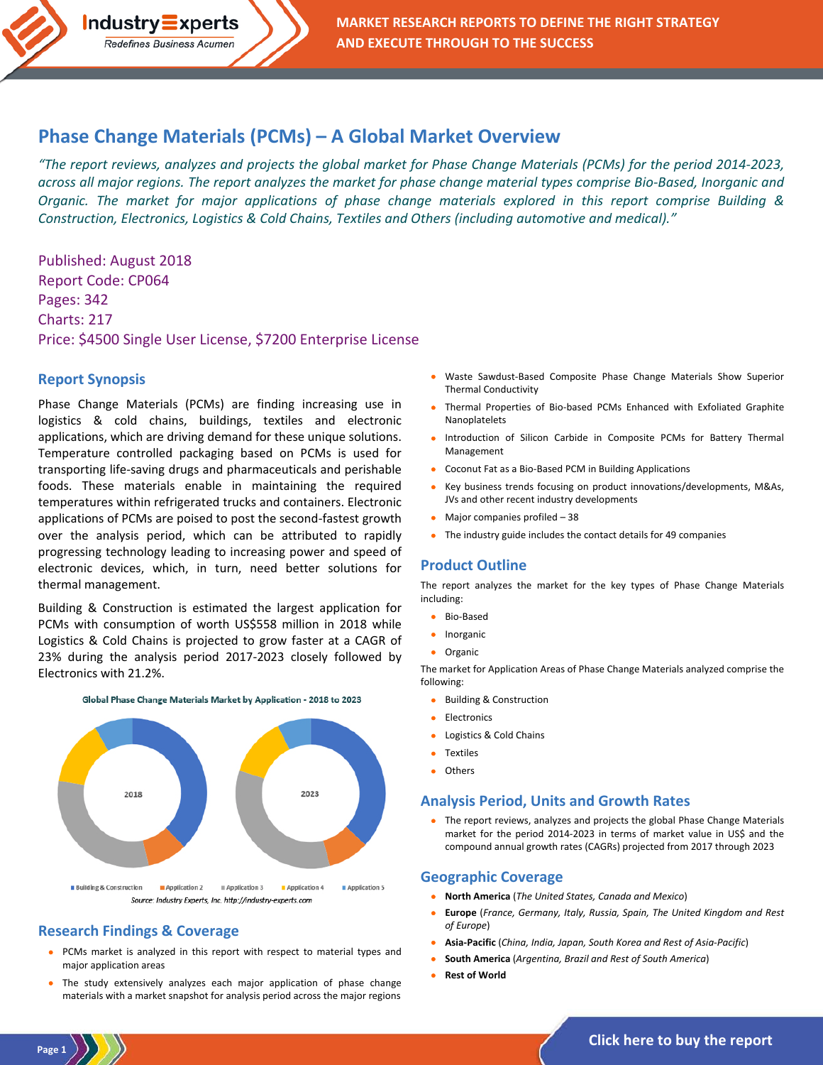# Phase Change Materials (PCMs) – A Global Market Overview

*"The report reviews, analyzes and projects the global market for Phase Change Materials (PCMs) for the period 2014-2023, across all major regions. The report analyzes the market for phase change material types comprise Bio-Based, Inorganic and Organic. The market for major applications of phase change materials explored in this report comprise Building & Construction, Electronics, Logistics & Cold Chains, Textiles and Others (including automotive and medical)."*

Published: August 2018
Report Code: CP064
Pages: 342
Charts: 217
Price: $4500 Single User License, $7200 Enterprise License

## Report Synopsis

Phase Change Materials (PCMs) are finding increasing use in logistics & cold chains, buildings, textiles and electronic applications, which are driving demand for these unique solutions. Temperature controlled packaging based on PCMs is used for transporting life-saving drugs and pharmaceuticals and perishable foods. These materials enable in maintaining the required temperatures within refrigerated trucks and containers. Electronic applications of PCMs are poised to post the second-fastest growth over the analysis period, which can be attributed to rapidly progressing technology leading to increasing power and speed of electronic devices, which, in turn, need better solutions for thermal management.

Building & Construction is estimated the largest application for PCMs with consumption of worth US$558 million in 2018 while Logistics & Cold Chains is projected to grow faster at a CAGR of 23% during the analysis period 2017-2023 closely followed by Electronics with 21.2%.

Global Phase Change Materials Market by Application - 2018 to 2023

2018 | 2023

Building & Construction, Application 2, Application 3, Application 4, Application 5

Source: Industry Experts, Inc. http://industry-experts.com

## Research Findings & Coverage

- PCMs market is analyzed in this report with respect to material types and major application areas
- The study extensively analyzes each major application of phase change materials with a market snapshot for analysis period across the major regions
- Waste Sawdust-Based Composite Phase Change Materials Show Superior Thermal Conductivity
- Thermal Properties of Bio-based PCMs Enhanced with Exfoliated Graphite Nanoplatelets
- Introduction of Silicon Carbide in Composite PCMs for Battery Thermal Management
- Coconut Fat as a Bio-Based PCM in Building Applications
- Key business trends focusing on product innovations/developments, M&As, JVs and other recent industry developments
- Major companies profiled – 38
- The industry guide includes the contact details for 49 companies

## Product Outline

The report analyzes the market for the key types of Phase Change Materials including:

- Bio-Based
- Inorganic
- Organic

The market for Application Areas of Phase Change Materials analyzed comprise the following:

- Building & Construction
- Electronics
- Logistics & Cold Chains
- Textiles
- Others

## Analysis Period, Units and Growth Rates

- The report reviews, analyzes and projects the global Phase Change Materials market for the period 2014-2023 in terms of market value in US$ and the compound annual growth rates (CAGRs) projected from 2017 through 2023

## Geographic Coverage

- **North America** (*The United States, Canada and Mexico*)
- **Europe** (*France, Germany, Italy, Russia, Spain, The United Kingdom and Rest of Europe*)
- **Asia-Pacific** (*China, India, Japan, South Korea and Rest of Asia-Pacific*)
- **South America** (*Argentina, Brazil and Rest of South America*)
- **Rest of World**

Click here to buy the report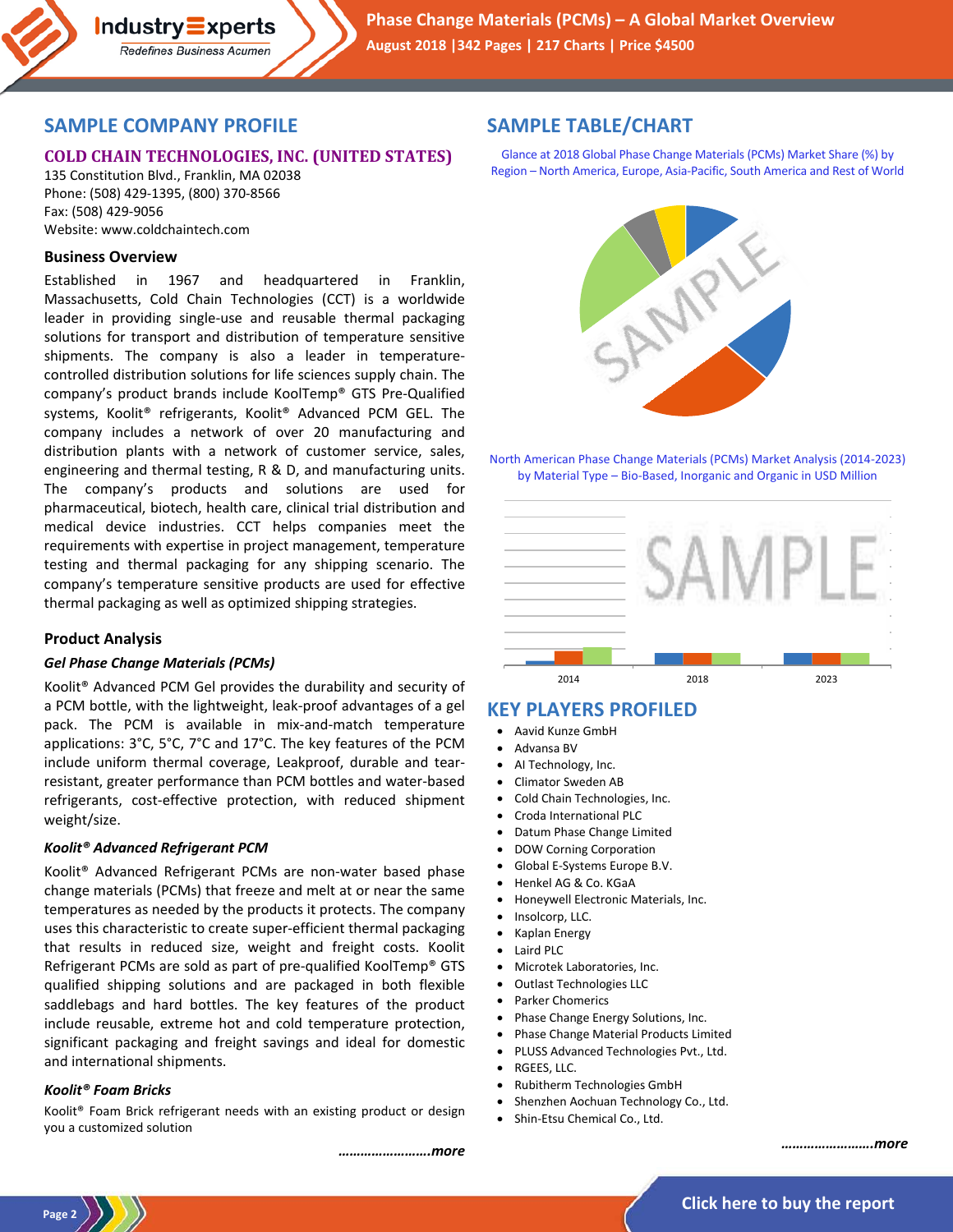## SAMPLE COMPANY PROFILE

### COLD CHAIN TECHNOLOGIES, INC. (UNITED STATES)

135 Constitution Blvd., Franklin, MA 02038
Phone: (508) 429-1395, (800) 370-8566
Fax: (508) 429-9056
Website: www.coldchaintech.com

#### Business Overview

Established in 1967 and headquartered in Franklin, Massachusetts, Cold Chain Technologies (CCT) is a worldwide leader in providing single-use and reusable thermal packaging solutions for transport and distribution of temperature sensitive shipments. The company is also a leader in temperature-controlled distribution solutions for life sciences supply chain. The company's product brands include KoolTemp® GTS Pre-Qualified systems, Koolit® refrigerants, Koolit® Advanced PCM GEL. The company includes a network of over 20 manufacturing and distribution plants with a network of customer service, sales, engineering and thermal testing, R & D, and manufacturing units. The company's products and solutions are used for pharmaceutical, biotech, health care, clinical trial distribution and medical device industries. CCT helps companies meet the requirements with expertise in project management, temperature testing and thermal packaging for any shipping scenario. The company's temperature sensitive products are used for effective thermal packaging as well as optimized shipping strategies.

#### Product Analysis

***Gel Phase Change Materials (PCMs)***

Koolit® Advanced PCM Gel provides the durability and security of a PCM bottle, with the lightweight, leak-proof advantages of a gel pack. The PCM is available in mix-and-match temperature applications: 3°C, 5°C, 7°C and 17°C. The key features of the PCM include uniform thermal coverage, Leakproof, durable and tear-resistant, greater performance than PCM bottles and water-based refrigerants, cost-effective protection, with reduced shipment weight/size.

***Koolit® Advanced Refrigerant PCM***

Koolit® Advanced Refrigerant PCMs are non-water based phase change materials (PCMs) that freeze and melt at or near the same temperatures as needed by the products it protects. The company uses this characteristic to create super-efficient thermal packaging that results in reduced size, weight and freight costs. Koolit Refrigerant PCMs are sold as part of pre-qualified KoolTemp® GTS qualified shipping solutions and are packaged in both flexible saddlebags and hard bottles. The key features of the product include reusable, extreme hot and cold temperature protection, significant packaging and freight savings and ideal for domestic and international shipments.

***Koolit® Foam Bricks***

Koolit® Foam Brick refrigerant needs with an existing product or design you a customized solution

***……………………more***

## SAMPLE TABLE/CHART

Glance at 2018 Global Phase Change Materials (PCMs) Market Share (%) by Region – North America, Europe, Asia-Pacific, South America and Rest of World

North American Phase Change Materials (PCMs) Market Analysis (2014-2023) by Material Type – Bio-Based, Inorganic and Organic in USD Million

## KEY PLAYERS PROFILED

- Aavid Kunze GmbH
- Advansa BV
- AI Technology, Inc.
- Climator Sweden AB
- Cold Chain Technologies, Inc.
- Croda International PLC
- Datum Phase Change Limited
- DOW Corning Corporation
- Global E-Systems Europe B.V.
- Henkel AG & Co. KGaA
- Honeywell Electronic Materials, Inc.
- Insolcorp, LLC.
- Kaplan Energy
- Laird PLC
- Microtek Laboratories, Inc.
- Outlast Technologies LLC
- Parker Chomerics
- Phase Change Energy Solutions, Inc.
- Phase Change Material Products Limited
- PLUSS Advanced Technologies Pvt., Ltd.
- RGEES, LLC.
- Rubitherm Technologies GmbH
- Shenzhen Aochuan Technology Co., Ltd.
- Shin-Etsu Chemical Co., Ltd.

***……………………more***

Click here to buy the report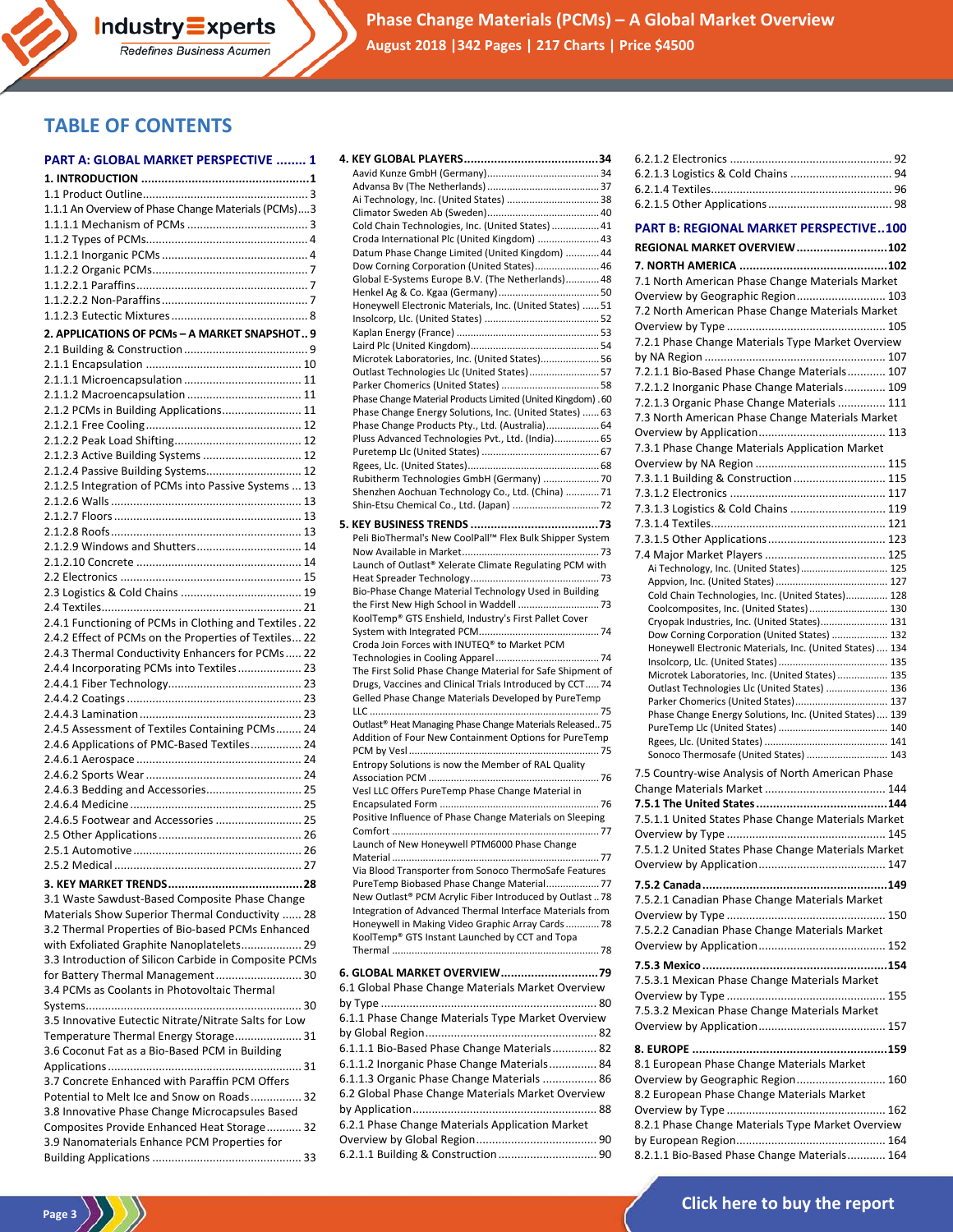# TABLE OF CONTENTS

## PART A: GLOBAL MARKET PERSPECTIVE ........ 1

**1. INTRODUCTION .......................................................1**

1.1 Product Outline................................................... 3
1.1.1 An Overview of Phase Change Materials (PCMs)....3
1.1.1.1 Mechanism of PCMs ..................................... 3
1.1.2 Types of PCMs.................................................. 4
1.1.2.1 Inorganic PCMs ............................................. 4
1.1.2.2 Organic PCMs................................................ 7
1.1.2.2.1 Paraffins ..................................................... 7
1.1.2.2.2 Non-Paraffins .............................................. 7
1.1.2.3 Eutectic Mixtures .......................................... 8

**2. APPLICATIONS OF PCMs – A MARKET SNAPSHOT.. 9**

2.1 Building & Construction ...................................... 9
2.1.1 Encapsulation ................................................ 10
2.1.1.1 Microencapsulation .................................... 11
2.1.1.2 Macroencapsulation ................................... 11
2.1.2 PCMs in Building Applications......................... 11
2.1.2.1 Free Cooling................................................ 12
2.1.2.2 Peak Load Shifting....................................... 12
2.1.2.3 Active Building Systems .............................. 12
2.1.2.4 Passive Building Systems............................. 12
2.1.2.5 Integration of PCMs into Passive Systems ... 13
2.1.2.6 Walls ........................................................... 13
2.1.2.7 Floors .......................................................... 13
2.1.2.8 Roofs ........................................................... 13
2.1.2.9 Windows and Shutters................................ 14
2.1.2.10 Concrete ................................................... 14
2.2 Electronics ......................................................... 15
2.3 Logistics & Cold Chains ..................................... 19
2.4 Textiles.............................................................. 21
2.4.1 Functioning of PCMs in Clothing and Textiles . 22
2.4.2 Effect of PCMs on the Properties of Textiles... 22
2.4.3 Thermal Conductivity Enhancers for PCMs ..... 22
2.4.4 Incorporating PCMs into Textiles ................... 23
2.4.4.1 Fiber Technology......................................... 23
2.4.4.2 Coatings ...................................................... 23
2.4.4.3 Lamination ................................................. 23
2.4.5 Assessment of Textiles Containing PCMs........ 24
2.4.6 Applications of PMC-Based Textiles................ 24
2.4.6.1 Aerospace ................................................... 24
2.4.6.2 Sports Wear ................................................ 24
2.4.6.3 Bedding and Accessories............................. 25
2.4.6.4 Medicine ..................................................... 25
2.4.6.5 Footwear and Accessories .......................... 25
2.5 Other Applications ............................................ 26
2.5.1 Automotive .................................................... 26
2.5.2 Medical .......................................................... 27

**3. KEY MARKET TRENDS........................................28**

3.1 Waste Sawdust-Based Composite Phase Change Materials Show Superior Thermal Conductivity ...... 28
3.2 Thermal Properties of Bio-based PCMs Enhanced with Exfoliated Graphite Nanoplatelets.................. 29
3.3 Introduction of Silicon Carbide in Composite PCMs for Battery Thermal Management.......................... 30
3.4 PCMs as Coolants in Photovoltaic Thermal Systems.................................................................. 30
3.5 Innovative Eutectic Nitrate/Nitrate Salts for Low Temperature Thermal Energy Storage.................... 31
3.6 Coconut Fat as a Bio-Based PCM in Building Applications............................................................ 31
3.7 Concrete Enhanced with Paraffin PCM Offers Potential to Melt Ice and Snow on Roads............... 32
3.8 Innovative Phase Change Microcapsules Based Composites Provide Enhanced Heat Storage........... 32
3.9 Nanomaterials Enhance PCM Properties for Building Applications ............................................... 33

**4. KEY GLOBAL PLAYERS........................................34**

Aavid Kunze GmbH (Germany)........................................ 34
Advansa Bv (The Netherlands)........................................ 37
Ai Technology, Inc. (United States) ................................ 38
Climator Sweden Ab (Sweden)........................................ 40
Cold Chain Technologies, Inc. (United States) ................. 41
Croda International Plc (United Kingdom) ...................... 43
Datum Phase Change Limited (United Kingdom) ............ 44
Dow Corning Corporation (United States)....................... 46
Global E-Systems Europe B.V. (The Netherlands)............ 48
Henkel Ag & Co. Kgaa (Germany).................................... 50
Honeywell Electronic Materials, Inc. (United States) ...... 51
Insolcorp, Llc. (United States) ........................................ 52
Kaplan Energy (France) .................................................. 53
Laird Plc (United Kingdom)............................................. 54
Microtek Laboratories, Inc. (United States).................... 56
Outlast Technologies Llc (United States)......................... 57
Parker Chomerics (United States) .................................. 58
Phase Change Material Products Limited (United Kingdom) . 60
Phase Change Energy Solutions, Inc. (United States) ...... 63
Phase Change Products Pty., Ltd. (Australia).................. 64
Pluss Advanced Technologies Pvt., Ltd. (India)................ 65
Puretemp Llc (United States) ......................................... 67
Rgees, Llc. (United States).............................................. 68
Rubitherm Technologies GmbH (Germany) .................... 70
Shenzhen Aochuan Technology Co., Ltd. (China) ............ 71
Shin-Etsu Chemical Co., Ltd. (Japan) .............................. 72

**5. KEY BUSINESS TRENDS ......................................73**

Peli BioThermal's New CoolPall™ Flex Bulk Shipper System Now Available in Market................................................ 73
Launch of Outlast® Xelerate Climate Regulating PCM with Heat Spreader Technology............................................. 73
Bio-Phase Change Material Technology Used in Building the First New High School in Waddell ............................. 73
KoolTemp® GTS Enshield, Industry's First Pallet Cover System with Integrated PCM........................................... 74
Croda Join Forces with INUTEQ® to Market PCM Technologies in Cooling Apparel.................................... 74
The First Solid Phase Change Material for Safe Shipment of Drugs, Vaccines and Clinical Trials Introduced by CCT..... 74
Gelled Phase Change Materials Developed by PureTemp LLC ................................................................................ 75
Outlast® Heat Managing Phase Change Materials Released.. 75
Addition of Four New Containment Options for PureTemp PCM by Vesl ................................................................... 75
Entropy Solutions is now the Member of RAL Quality Association PCM ............................................................ 76
Vesl LLC Offers PureTemp Phase Change Material in Encapsulated Form ........................................................ 76
Positive Influence of Phase Change Materials on Sleeping Comfort ......................................................................... 77
Launch of New Honeywell PTM6000 Phase Change Material .......................................................................... 77
Via Blood Transporter from Sonoco ThermoSafe Features PureTemp Biobased Phase Change Material.................. 77
New Outlast® PCM Acrylic Fiber Introduced by Outlast .. 78
Integration of Advanced Thermal Interface Materials from Honeywell in Making Video Graphic Array Cards ........... 78
KoolTemp® GTS Instant Launched by CCT and Topa Thermal .......................................................................... 78

**6. GLOBAL MARKET OVERVIEW............................79**

6.1 Global Phase Change Materials Market Overview by Type .................................................................... 80
6.1.1 Phase Change Materials Type Market Overview by Global Region..................................................... 82
6.1.1.1 Bio-Based Phase Change Materials.............. 82
6.1.1.2 Inorganic Phase Change Materials............... 84
6.1.1.3 Organic Phase Change Materials ................. 86
6.2 Global Phase Change Materials Market Overview by Application......................................................... 88
6.2.1 Phase Change Materials Application Market Overview by Global Region..................................... 90
6.2.1.1 Building & Construction ............................... 90
6.2.1.2 Electronics .................................................. 92
6.2.1.3 Logistics & Cold Chains ............................... 94
6.2.1.4 Textiles........................................................ 96
6.2.1.5 Other Applications ...................................... 98

## PART B: REGIONAL MARKET PERSPECTIVE..100

**REGIONAL MARKET OVERVIEW ...........................102**

**7. NORTH AMERICA ............................................102**

7.1 North American Phase Change Materials Market Overview by Geographic Region............................ 103
7.2 North American Phase Change Materials Market Overview by Type ................................................. 105
7.2.1 Phase Change Materials Type Market Overview by NA Region ......................................................... 107
7.2.1.1 Bio-Based Phase Change Materials............ 107
7.2.1.2 Inorganic Phase Change Materials............ 109
7.2.1.3 Organic Phase Change Materials .............. 111
7.3 North American Phase Change Materials Market Overview by Application....................................... 113
7.3.1 Phase Change Materials Application Market Overview by NA Region ......................................... 115
7.3.1.1 Building & Construction ............................ 115
7.3.1.2 Electronics ................................................ 117
7.3.1.3 Logistics & Cold Chains ............................. 119
7.3.1.4 Textiles...................................................... 121
7.3.1.5 Other Applications .................................... 123
7.4 Major Market Players ..................................... 125
Ai Technology, Inc. (United States) .............................. 125
Appvion, Inc. (United States) ....................................... 127
Cold Chain Technologies, Inc. (United States).............. 128
Coolcomposites, Inc. (United States) ........................... 130
Cryopak Industries, Inc. (United States)....................... 131
Dow Corning Corporation (United States) ................... 132
Honeywell Electronic Materials, Inc. (United States) .... 134
Insolcorp, Llc. (United States) ...................................... 135
Microtek Laboratories, Inc. (United States) ................. 135
Outlast Technologies Llc (United States) ...................... 136
Parker Chomerics (United States)................................. 137
Phase Change Energy Solutions, Inc. (United States) .... 139
PureTemp Llc (United States) ...................................... 140
Rgees, Llc. (United States) ............................................ 141
Sonoco Thermosafe (United States) ............................ 143
7.5 Country-wise Analysis of North American Phase Change Materials Market ...................................... 144

**7.5.1 The United States .......................................144**

7.5.1.1 United States Phase Change Materials Market Overview by Type ................................................. 145
7.5.1.2 United States Phase Change Materials Market Overview by Application....................................... 147

**7.5.2 Canada.......................................................149**

7.5.2.1 Canadian Phase Change Materials Market Overview by Type ................................................. 150
7.5.2.2 Canadian Phase Change Materials Market Overview by Application....................................... 152

**7.5.3 Mexico .......................................................154**

7.5.3.1 Mexican Phase Change Materials Market Overview by Type ................................................. 155
7.5.3.2 Mexican Phase Change Materials Market Overview by Application....................................... 157

**8. EUROPE .........................................................159**

8.1 European Phase Change Materials Market Overview by Geographic Region............................ 160
8.2 European Phase Change Materials Market Overview by Type ................................................. 162
8.2.1 Phase Change Materials Type Market Overview by European Region.............................................. 164
8.2.1.1 Bio-Based Phase Change Materials............ 164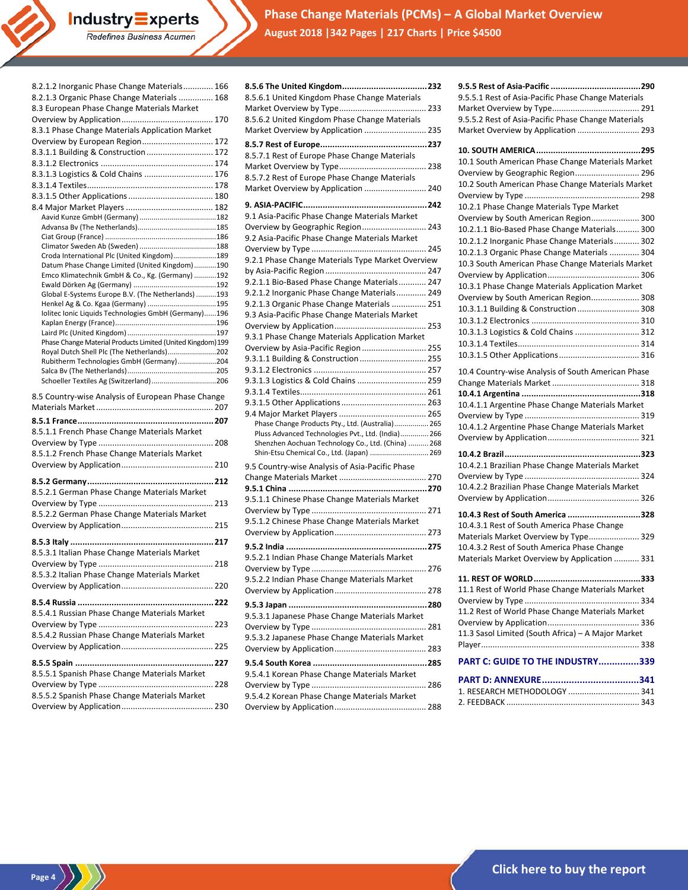8.2.1.2 Inorganic Phase Change Materials............. 166
8.2.1.3 Organic Phase Change Materials ............... 168
8.3 European Phase Change Materials Market Overview by Application........................................ 170
8.3.1 Phase Change Materials Application Market Overview by European Region............................... 172
8.3.1.1 Building & Construction ............................. 172
8.3.1.2 Electronics ................................................. 174
8.3.1.3 Logistics & Cold Chains .............................. 176
8.3.1.4 Textiles....................................................... 178
8.3.1.5 Other Applications ..................................... 180
8.4 Major Market Players ...................................... 182
Aavid Kunze GmbH (Germany) ......................................182
Advansa Bv (The Netherlands).......................................185
Ciat Group (France) .......................................................186
Climator Sweden Ab (Sweden) .......................................188
Croda International Plc (United Kingdom) .....................189
Datum Phase Change Limited (United Kingdom)...........190
Emco Klimatechnik GmbH & Co., Kg. (Germany) ...........192
Ewald Dörken Ag (Germany) .........................................192
Global E-Systems Europe B.V. (The Netherlands) ..........193
Henkel Ag & Co. Kgaa (Germany) ..................................195
Iolitec Ionic Liquids Technologies GmbH (Germany)......196
Kaplan Energy (France)..................................................196
Laird Plc (United Kingdom) ............................................197
Phase Change Material Products Limited (United Kingdom) 199
Royal Dutch Shell Plc (The Netherlands)........................202
Rubitherm Technologies GmbH (Germany)...................204
Salca Bv (The Netherlands)............................................205
Schoeller Textiles Ag (Switzerland)................................206

8.5 Country-wise Analysis of European Phase Change Materials Market .................................................. 207

**8.5.1 France........................................................207**
8.5.1.1 French Phase Change Materials Market Overview by Type ................................................. 208
8.5.1.2 French Phase Change Materials Market Overview by Application........................................ 210

**8.5.2 Germany....................................................212**
8.5.2.1 German Phase Change Materials Market Overview by Type ................................................. 213
8.5.2.2 German Phase Change Materials Market Overview by Application........................................ 215

**8.5.3 Italy ...........................................................217**
8.5.3.1 Italian Phase Change Materials Market Overview by Type ................................................. 218
8.5.3.2 Italian Phase Change Materials Market Overview by Application........................................ 220

**8.5.4 Russia ........................................................222**
8.5.4.1 Russian Phase Change Materials Market Overview by Type ................................................. 223
8.5.4.2 Russian Phase Change Materials Market Overview by Application........................................ 225

**8.5.5 Spain .........................................................227**
8.5.5.1 Spanish Phase Change Materials Market Overview by Type ................................................. 228
8.5.5.2 Spanish Phase Change Materials Market Overview by Application........................................ 230

**8.5.6 The United Kingdom...................................232**
8.5.6.1 United Kingdom Phase Change Materials Market Overview by Type...................................... 233
8.5.6.2 United Kingdom Phase Change Materials Market Overview by Application ........................... 235

**8.5.7 Rest of Europe............................................237**
8.5.7.1 Rest of Europe Phase Change Materials Market Overview by Type...................................... 238
8.5.7.2 Rest of Europe Phase Change Materials Market Overview by Application ........................... 240

**9. ASIA-PACIFIC...................................................242**
9.1 Asia-Pacific Phase Change Materials Market Overview by Geographic Region............................ 243
9.2 Asia-Pacific Phase Change Materials Market Overview by Type ................................................. 245
9.2.1 Phase Change Materials Type Market Overview by Asia-Pacific Region ............................................ 247
9.2.1.1 Bio-Based Phase Change Materials............ 247
9.2.1.2 Inorganic Phase Change Materials............. 249
9.2.1.3 Organic Phase Change Materials ............... 251
9.3 Asia-Pacific Phase Change Materials Market Overview by Application........................................ 253
9.3.1 Phase Change Materials Application Market Overview by Asia-Pacific Region ............................ 255
9.3.1.1 Building & Construction ............................. 255
9.3.1.2 Electronics ................................................. 257
9.3.1.3 Logistics & Cold Chains .............................. 259
9.3.1.4 Textiles....................................................... 261
9.3.1.5 Other Applications..................................... 263
9.4 Major Market Players ...................................... 265
Phase Change Products Pty., Ltd. (Australia)................. 265
Pluss Advanced Technologies Pvt., Ltd. (India)............. 266
Shenzhen Aochuan Technology Co., Ltd. (China) .......... 268
Shin-Etsu Chemical Co., Ltd. (Japan) ............................ 269

9.5 Country-wise Analysis of Asia-Pacific Phase Change Materials Market ...................................... 270

**9.5.1 China .........................................................270**
9.5.1.1 Chinese Phase Change Materials Market Overview by Type ................................................. 271
9.5.1.2 Chinese Phase Change Materials Market Overview by Application........................................ 273

**9.5.2 India ..........................................................275**
9.5.2.1 Indian Phase Change Materials Market Overview by Type ................................................. 276
9.5.2.2 Indian Phase Change Materials Market Overview by Application........................................ 278

**9.5.3 Japan .........................................................280**
9.5.3.1 Japanese Phase Change Materials Market Overview by Type ................................................. 281
9.5.3.2 Japanese Phase Change Materials Market Overview by Application........................................ 283

**9.5.4 South Korea ...............................................285**
9.5.4.1 Korean Phase Change Materials Market Overview by Type ................................................. 286
9.5.4.2 Korean Phase Change Materials Market Overview by Application........................................ 288

**9.5.5 Rest of Asia-Pacific .....................................290**
9.5.5.1 Rest of Asia-Pacific Phase Change Materials Market Overview by Type...................................... 291
9.5.5.2 Rest of Asia-Pacific Phase Change Materials Market Overview by Application ........................... 293

**10. SOUTH AMERICA...........................................295**
10.1 South American Phase Change Materials Market Overview by Geographic Region............................ 296
10.2 South American Phase Change Materials Market Overview by Type ................................................. 298
10.2.1 Phase Change Materials Type Market Overview by South American Region..................... 300
10.2.1.1 Bio-Based Phase Change Materials.......... 300
10.2.1.2 Inorganic Phase Change Materials........... 302
10.2.1.3 Organic Phase Change Materials ............. 304
10.3 South American Phase Change Materials Market Overview by Application........................................ 306
10.3.1 Phase Change Materials Application Market Overview by South American Region..................... 308
10.3.1.1 Building & Construction ........................... 308
10.3.1.2 Electronics ............................................... 310
10.3.1.3 Logistics & Cold Chains ............................ 312
10.3.1.4 Textiles..................................................... 314
10.3.1.5 Other Applications................................... 316

10.4 Country-wise Analysis of South American Phase Change Materials Market ...................................... 318
**10.4.1 Argentina .................................................318**
10.4.1.1 Argentine Phase Change Materials Market Overview by Type ................................................. 319
10.4.1.2 Argentine Phase Change Materials Market Overview by Application........................................ 321

**10.4.2 Brazil.......................................................323**
10.4.2.1 Brazilian Phase Change Materials Market Overview by Type ................................................. 324
10.4.2.2 Brazilian Phase Change Materials Market Overview by Application........................................ 326

**10.4.3 Rest of South America ..............................328**
10.4.3.1 Rest of South America Phase Change Materials Market Overview by Type...................... 329
10.4.3.2 Rest of South America Phase Change Materials Market Overview by Application ........... 331

**11. REST OF WORLD............................................333**
11.1 Rest of World Phase Change Materials Market Overview by Type ................................................. 334
11.2 Rest of World Phase Change Materials Market Overview by Application........................................ 336
11.3 Sasol Limited (South Africa) – A Major Market Player.................................................................... 338

## PART C: GUIDE TO THE INDUSTRY...............339

## PART D: ANNEXURE.....................................341
1. RESEARCH METHODOLOGY ............................... 341
2. FEEDBACK .......................................................... 343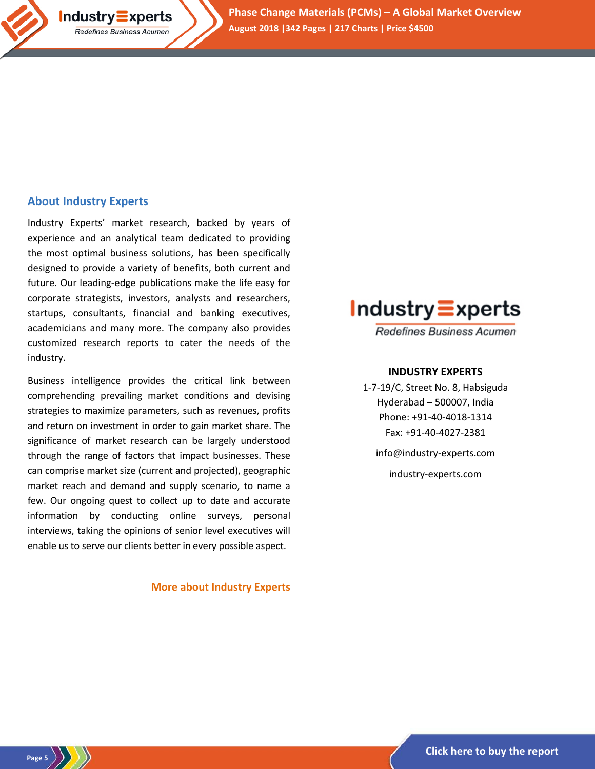## About Industry Experts

Industry Experts' market research, backed by years of experience and an analytical team dedicated to providing the most optimal business solutions, has been specifically designed to provide a variety of benefits, both current and future. Our leading-edge publications make the life easy for corporate strategists, investors, analysts and researchers, startups, consultants, financial and banking executives, academicians and many more. The company also provides customized research reports to cater the needs of the industry.

Business intelligence provides the critical link between comprehending prevailing market conditions and devising strategies to maximize parameters, such as revenues, profits and return on investment in order to gain market share. The significance of market research can be largely understood through the range of factors that impact businesses. These can comprise market size (current and projected), geographic market reach and demand and supply scenario, to name a few. Our ongoing quest to collect up to date and accurate information by conducting online surveys, personal interviews, taking the opinions of senior level executives will enable us to serve our clients better in every possible aspect.

More about Industry Experts

Industry Experts
*Redefines Business Acumen*

**INDUSTRY EXPERTS**
1-7-19/C, Street No. 8, Habsiguda
Hyderabad – 500007, India
Phone: +91-40-4018-1314
Fax: +91-40-4027-2381

info@industry-experts.com

industry-experts.com

Click here to buy the report